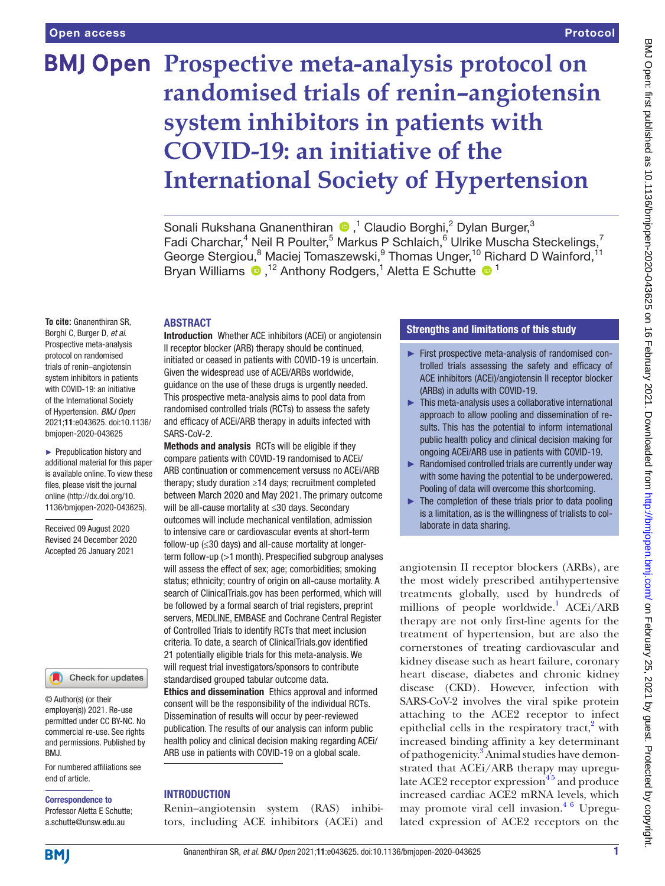# Prospective meta-analysis protocol on randomised trials of renin–angiotensin system inhibitors in patients with COVID-19: an initiative of the International Society of Hypertension

Sonali Rukshana Gnanenthiran,[1] Claudio Borghi,[2] Dylan Burger,[3] Fadi Charchar,[4] Neil R Poulter,[5] Markus P Schlaich,[6] Ulrike Muscha Steckelings,[7] George Stergiou,[8] Maciej Tomaszewski,[9] Thomas Unger,[10] Richard D Wainford,[11] Bryan Williams,[12] Anthony Rodgers,[1] Aletta E Schutte[1]

**To cite:** Gnanenthiran SR, Borghi C, Burger D, *et al*. Prospective meta-analysis protocol on randomised trials of renin–angiotensin system inhibitors in patients with COVID-19: an initiative of the International Society of Hypertension. *BMJ Open* 2021;**11**:e043625. doi:10.1136/bmjopen-2020-043625

► Prepublication history and additional material for this paper is available online. To view these files, please visit the journal online (http://dx.doi.org/10.1136/bmjopen-2020-043625).

Received 09 August 2020
Revised 24 December 2020
Accepted 26 January 2021

© Author(s) (or their employer(s)) 2021. Re-use permitted under CC BY-NC. No commercial re-use. See rights and permissions. Published by BMJ.

For numbered affiliations see end of article.

**Correspondence to**
Professor Aletta E Schutte; a.schutte@unsw.edu.au

## ABSTRACT

**Introduction** Whether ACE inhibitors (ACEi) or angiotensin II receptor blocker (ARB) therapy should be continued, initiated or ceased in patients with COVID-19 is uncertain. Given the widespread use of ACEi/ARBs worldwide, guidance on the use of these drugs is urgently needed. This prospective meta-analysis aims to pool data from randomised controlled trials (RCTs) to assess the safety and efficacy of ACEi/ARB therapy in adults infected with SARS-CoV-2.

**Methods and analysis** RCTs will be eligible if they compare patients with COVID-19 randomised to ACEi/ARB continuation or commencement versuss no ACEi/ARB therapy; study duration ≥14 days; recruitment completed between March 2020 and May 2021. The primary outcome will be all-cause mortality at ≤30 days. Secondary outcomes will include mechanical ventilation, admission to intensive care or cardiovascular events at short-term follow-up (≤30 days) and all-cause mortality at longer-term follow-up (>1 month). Prespecified subgroup analyses will assess the effect of sex; age; comorbidities; smoking status; ethnicity; country of origin on all-cause mortality. A search of ClinicalTrials.gov has been performed, which will be followed by a formal search of trial registers, preprint servers, MEDLINE, EMBASE and Cochrane Central Register of Controlled Trials to identify RCTs that meet inclusion criteria. To date, a search of ClinicalTrials.gov identified 21 potentially eligible trials for this meta-analysis. We will request trial investigators/sponsors to contribute standardised grouped tabular outcome data.

**Ethics and dissemination** Ethics approval and informed consent will be the responsibility of the individual RCTs. Dissemination of results will occur by peer-reviewed publication. The results of our analysis can inform public health policy and clinical decision making regarding ACEi/ARB use in patients with COVID-19 on a global scale.

### Strengths and limitations of this study

- First prospective meta-analysis of randomised controlled trials assessing the safety and efficacy of ACE inhibitors (ACEi)/angiotensin II receptor blocker (ARBs) in adults with COVID-19.
- This meta-analysis uses a collaborative international approach to allow pooling and dissemination of results. This has the potential to inform international public health policy and clinical decision making for ongoing ACEi/ARB use in patients with COVID-19.
- Randomised controlled trials are currently under way with some having the potential to be underpowered. Pooling of data will overcome this shortcoming.
- The completion of these trials prior to data pooling is a limitation, as is the willingness of trialists to collaborate in data sharing.

## INTRODUCTION

Renin–angiotensin system (RAS) inhibitors, including ACE inhibitors (ACEi) and angiotensin II receptor blockers (ARBs), are the most widely prescribed antihypertensive treatments globally, used by hundreds of millions of people worldwide.[1] ACEi/ARB therapy are not only first-line agents for the treatment of hypertension, but are also the cornerstones of treating cardiovascular and kidney disease such as heart failure, coronary heart disease, diabetes and chronic kidney disease (CKD). However, infection with SARS-CoV-2 involves the viral spike protein attaching to the ACE2 receptor to infect epithelial cells in the respiratory tract,[2] with increased binding affinity a key determinant of pathogenicity.[3] Animal studies have demonstrated that ACEi/ARB therapy may upregulate ACE2 receptor expression[4,5] and produce increased cardiac ACE2 mRNA levels, which may promote viral cell invasion.[4,6] Upregulated expression of ACE2 receptors on the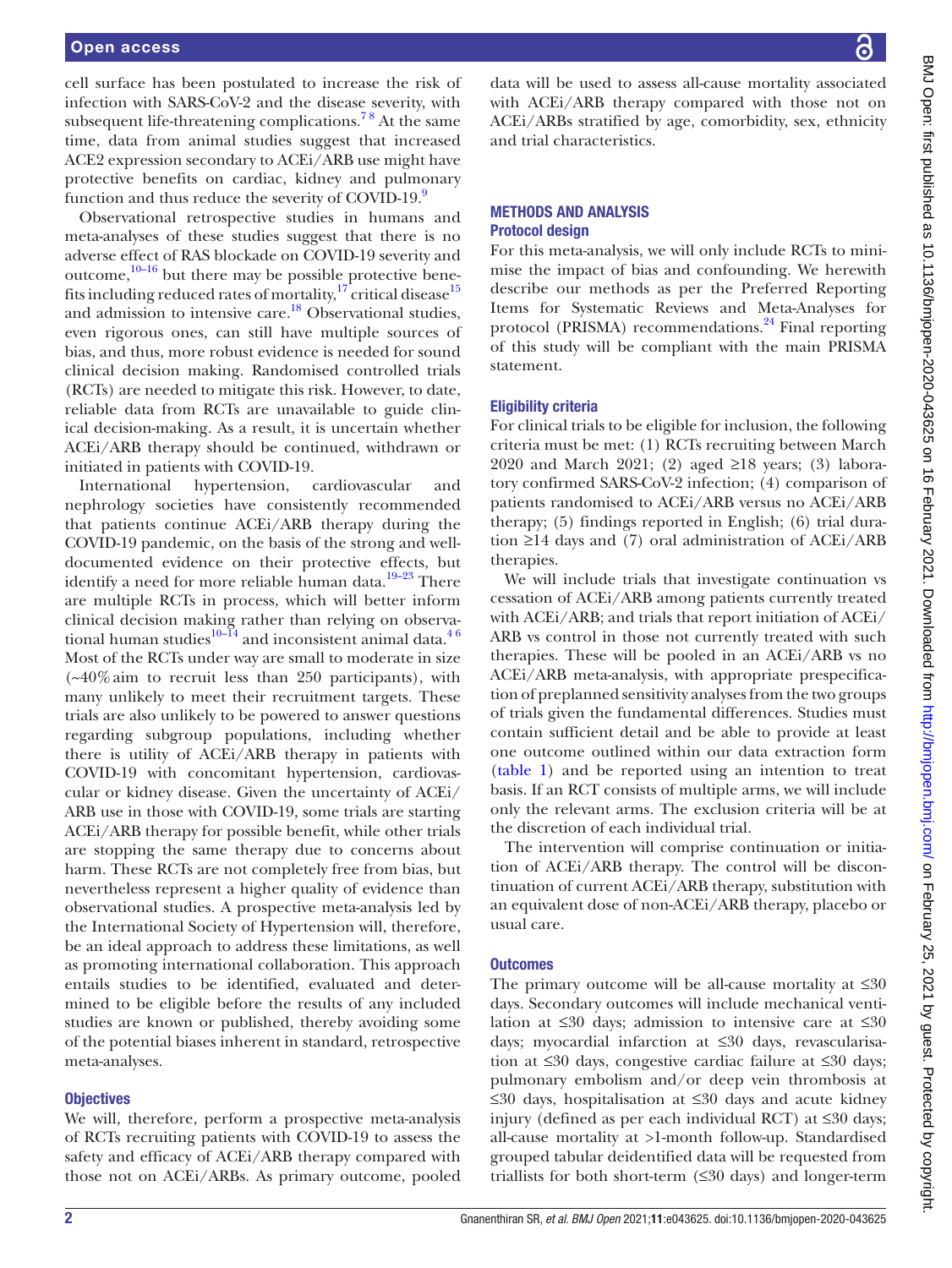cell surface has been postulated to increase the risk of infection with SARS-CoV-2 and the disease severity, with subsequent life-threatening complications.[7,8] At the same time, data from animal studies suggest that increased ACE2 expression secondary to ACEi/ARB use might have protective benefits on cardiac, kidney and pulmonary function and thus reduce the severity of COVID-19.[9]

Observational retrospective studies in humans and meta-analyses of these studies suggest that there is no adverse effect of RAS blockade on COVID-19 severity and outcome,[10–16] but there may be possible protective benefits including reduced rates of mortality,[17] critical disease[15] and admission to intensive care.[18] Observational studies, even rigorous ones, can still have multiple sources of bias, and thus, more robust evidence is needed for sound clinical decision making. Randomised controlled trials (RCTs) are needed to mitigate this risk. However, to date, reliable data from RCTs are unavailable to guide clinical decision-making. As a result, it is uncertain whether ACEi/ARB therapy should be continued, withdrawn or initiated in patients with COVID-19.

International hypertension, cardiovascular and nephrology societies have consistently recommended that patients continue ACEi/ARB therapy during the COVID-19 pandemic, on the basis of the strong and well-documented evidence on their protective effects, but identify a need for more reliable human data.[19–23] There are multiple RCTs in process, which will better inform clinical decision making rather than relying on observational human studies[10–14] and inconsistent animal data.[4,6] Most of the RCTs under way are small to moderate in size (~40% aim to recruit less than 250 participants), with many unlikely to meet their recruitment targets. These trials are also unlikely to be powered to answer questions regarding subgroup populations, including whether there is utility of ACEi/ARB therapy in patients with COVID-19 with concomitant hypertension, cardiovascular or kidney disease. Given the uncertainty of ACEi/ARB use in those with COVID-19, some trials are starting ACEi/ARB therapy for possible benefit, while other trials are stopping the same therapy due to concerns about harm. These RCTs are not completely free from bias, but nevertheless represent a higher quality of evidence than observational studies. A prospective meta-analysis led by the International Society of Hypertension will, therefore, be an ideal approach to address these limitations, as well as promoting international collaboration. This approach entails studies to be identified, evaluated and determined to be eligible before the results of any included studies are known or published, thereby avoiding some of the potential biases inherent in standard, retrospective meta-analyses.

### Objectives

We will, therefore, perform a prospective meta-analysis of RCTs recruiting patients with COVID-19 to assess the safety and efficacy of ACEi/ARB therapy compared with those not on ACEi/ARBs. As primary outcome, pooled data will be used to assess all-cause mortality associated with ACEi/ARB therapy compared with those not on ACEi/ARBs stratified by age, comorbidity, sex, ethnicity and trial characteristics.

## METHODS AND ANALYSIS

### Protocol design

For this meta-analysis, we will only include RCTs to minimise the impact of bias and confounding. We herewith describe our methods as per the Preferred Reporting Items for Systematic Reviews and Meta-Analyses for protocol (PRISMA) recommendations.[24] Final reporting of this study will be compliant with the main PRISMA statement.

### Eligibility criteria

For clinical trials to be eligible for inclusion, the following criteria must be met: (1) RCTs recruiting between March 2020 and March 2021; (2) aged ≥18 years; (3) laboratory confirmed SARS-CoV-2 infection; (4) comparison of patients randomised to ACEi/ARB versus no ACEi/ARB therapy; (5) findings reported in English; (6) trial duration ≥14 days and (7) oral administration of ACEi/ARB therapies.

We will include trials that investigate continuation vs cessation of ACEi/ARB among patients currently treated with ACEi/ARB; and trials that report initiation of ACEi/ARB vs control in those not currently treated with such therapies. These will be pooled in an ACEi/ARB vs no ACEi/ARB meta-analysis, with appropriate prespecification of preplanned sensitivity analyses from the two groups of trials given the fundamental differences. Studies must contain sufficient detail and be able to provide at least one outcome outlined within our data extraction form (table 1) and be reported using an intention to treat basis. If an RCT consists of multiple arms, we will include only the relevant arms. The exclusion criteria will be at the discretion of each individual trial.

The intervention will comprise continuation or initiation of ACEi/ARB therapy. The control will be discontinuation of current ACEi/ARB therapy, substitution with an equivalent dose of non-ACEi/ARB therapy, placebo or usual care.

### Outcomes

The primary outcome will be all-cause mortality at ≤30 days. Secondary outcomes will include mechanical ventilation at ≤30 days; admission to intensive care at ≤30 days; myocardial infarction at ≤30 days, revascularisation at ≤30 days, congestive cardiac failure at ≤30 days; pulmonary embolism and/or deep vein thrombosis at ≤30 days, hospitalisation at ≤30 days and acute kidney injury (defined as per each individual RCT) at ≤30 days; all-cause mortality at >1-month follow-up. Standardised grouped tabular deidentified data will be requested from triallists for both short-term (≤30 days) and longer-term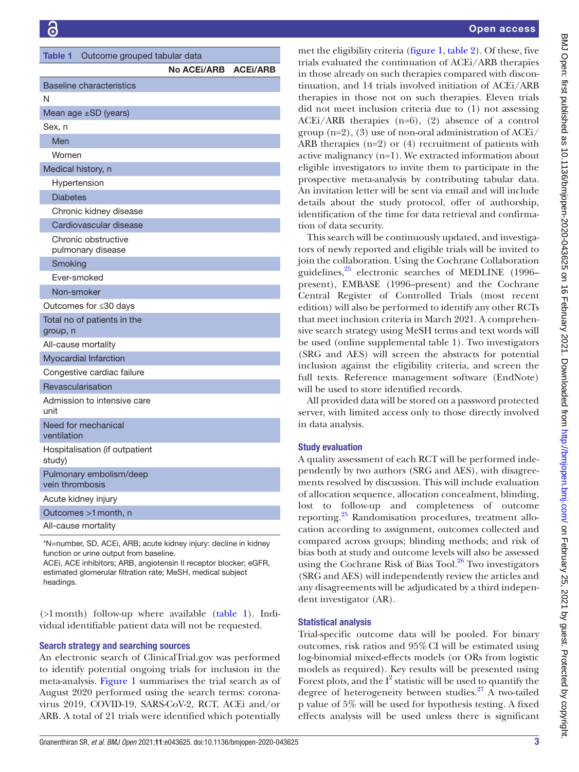**Table 1** Outcome grouped tabular data

| | No ACEi/ARB | ACEi/ARB |
|---|---|---|
| **Baseline characteristics** | | |
| N | | |
| Mean age ±SD (years) | | |
| Sex, n | | |
| Men | | |
| Women | | |
| Medical history, n | | |
| Hypertension | | |
| Diabetes | | |
| Chronic kidney disease | | |
| Cardiovascular disease | | |
| Chronic obstructive pulmonary disease | | |
| Smoking | | |
| Ever-smoked | | |
| Non-smoker | | |
| Outcomes for ≤30 days | | |
| Total no of patients in the group, n | | |
| All-cause mortality | | |
| Myocardial Infarction | | |
| Congestive cardiac failure | | |
| Revascularisation | | |
| Admission to intensive care unit | | |
| Need for mechanical ventilation | | |
| Hospitalisation (if outpatient study) | | |
| Pulmonary embolism/deep vein thrombosis | | |
| Acute kidney injury | | |
| Outcomes >1 month, n | | |
| All-cause mortality | | |

*N=number, SD, ACEi, ARB; acute kidney injury: decline in kidney function or urine output from baseline.
ACEi, ACE inhibitors; ARB, angiotensin II receptor blocker; eGFR, estimated glomerular filtration rate; MeSH, medical subject headings.

(>1 month) follow-up where available (table 1). Individual identifiable patient data will not be requested.

### Search strategy and searching sources

An electronic search of ClinicalTrial.gov was performed to identify potential ongoing trials for inclusion in the meta-analysis. Figure 1 summarises the trial search as of August 2020 performed using the search terms: coronavirus 2019, COVID-19, SARS-CoV-2, RCT, ACEi and/or ARB. A total of 21 trials were identified which potentially met the eligibility criteria (figure 1, table 2). Of these, five trials evaluated the continuation of ACEi/ARB therapies in those already on such therapies compared with discontinuation, and 14 trials involved initiation of ACEi/ARB therapies in those not on such therapies. Eleven trials did not meet inclusion criteria due to (1) not assessing ACEi/ARB therapies (n=6), (2) absence of a control group (n=2), (3) use of non-oral administration of ACEi/ARB therapies (n=2) or (4) recruitment of patients with active malignancy (n=1). We extracted information about eligible investigators to invite them to participate in the prospective meta-analysis by contributing tabular data. An invitation letter will be sent via email and will include details about the study protocol, offer of authorship, identification of the time for data retrieval and confirmation of data security.

This search will be continuously updated, and investigators of newly reported and eligible trials will be invited to join the collaboration. Using the Cochrane Collaboration guidelines,[25] electronic searches of MEDLINE (1996–present), EMBASE (1996–present) and the Cochrane Central Register of Controlled Trials (most recent edition) will also be performed to identify any other RCTs that meet inclusion criteria in March 2021. A comprehensive search strategy using MeSH terms and text words will be used (online supplemental table 1). Two investigators (SRG and AES) will screen the abstracts for potential inclusion against the eligibility criteria, and screen the full texts. Reference management software (EndNote) will be used to store identified records.

All provided data will be stored on a password protected server, with limited access only to those directly involved in data analysis.

### Study evaluation

A quality assessment of each RCT will be performed independently by two authors (SRG and AES), with disagreements resolved by discussion. This will include evaluation of allocation sequence, allocation concealment, blinding, lost to follow-up and completeness of outcome reporting.[25] Randomisation procedures, treatment allocation according to assignment, outcomes collected and compared across groups; blinding methods; and risk of bias both at study and outcome levels will also be assessed using the Cochrane Risk of Bias Tool.[26] Two investigators (SRG and AES) will independently review the articles and any disagreements will be adjudicated by a third independent investigator (AR).

### Statistical analysis

Trial-specific outcome data will be pooled. For binary outcomes, risk ratios and 95% CI will be estimated using log-binomial mixed-effects models (or ORs from logistic models as required). Key results will be presented using Forest plots, and the $I^2$ statistic will be used to quantify the degree of heterogeneity between studies.[27] A two-tailed p value of 5% will be used for hypothesis testing. A fixed effects analysis will be used unless there is significant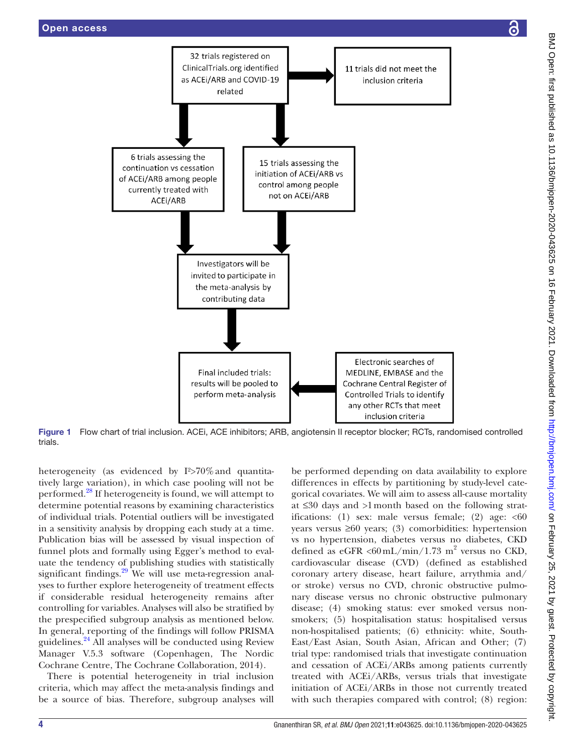32 trials registered on ClinicalTrials.org identified as ACEi/ARB and COVID-19 related

11 trials did not meet the inclusion criteria

6 trials assessing the continuation vs cessation of ACEi/ARB among people currently treated with ACEi/ARB

15 trials assessing the initiation of ACEi/ARB vs control among people not on ACEi/ARB

Investigators will be invited to participate in the meta-analysis by contributing data

Final included trials: results will be pooled to perform meta-analysis

Electronic searches of MEDLINE, EMBASE and the Cochrane Central Register of Controlled Trials to identify any other RCTs that meet inclusion criteria

**Figure 1** Flow chart of trial inclusion. ACEi, ACE inhibitors; ARB, angiotensin II receptor blocker; RCTs, randomised controlled trials.

heterogeneity (as evidenced by $I^2$>70% and quantitatively large variation), in which case pooling will not be performed.[28] If heterogeneity is found, we will attempt to determine potential reasons by examining characteristics of individual trials. Potential outliers will be investigated in a sensitivity analysis by dropping each study at a time. Publication bias will be assessed by visual inspection of funnel plots and formally using Egger's method to evaluate the tendency of publishing studies with statistically significant findings.[29] We will use meta-regression analyses to further explore heterogeneity of treatment effects if considerable residual heterogeneity remains after controlling for variables. Analyses will also be stratified by the prespecified subgroup analysis as mentioned below. In general, reporting of the findings will follow PRISMA guidelines.[24] All analyses will be conducted using Review Manager V.5.3 software (Copenhagen, The Nordic Cochrane Centre, The Cochrane Collaboration, 2014).

There is potential heterogeneity in trial inclusion criteria, which may affect the meta-analysis findings and be a source of bias. Therefore, subgroup analyses will be performed depending on data availability to explore differences in effects by partitioning by study-level categorical covariates. We will aim to assess all-cause mortality at ≤30 days and >1 month based on the following stratifications: (1) sex: male versus female; (2) age: <60 years versus ≥60 years; (3) comorbidities: hypertension vs no hypertension, diabetes versus no diabetes, CKD defined as eGFR <60 mL/min/1.73 $m^2$ versus no CKD, cardiovascular disease (CVD) (defined as established coronary artery disease, heart failure, arrythmia and/or stroke) versus no CVD, chronic obstructive pulmonary disease versus no chronic obstructive pulmonary disease; (4) smoking status: ever smoked versus non-smokers; (5) hospitalisation status: hospitalised versus non-hospitalised patients; (6) ethnicity: white, South-East/East Asian, South Asian, African and Other; (7) trial type: randomised trials that investigate continuation and cessation of ACEi/ARBs among patients currently treated with ACEi/ARBs, versus trials that investigate initiation of ACEi/ARBs in those not currently treated with such therapies compared with control; (8) region: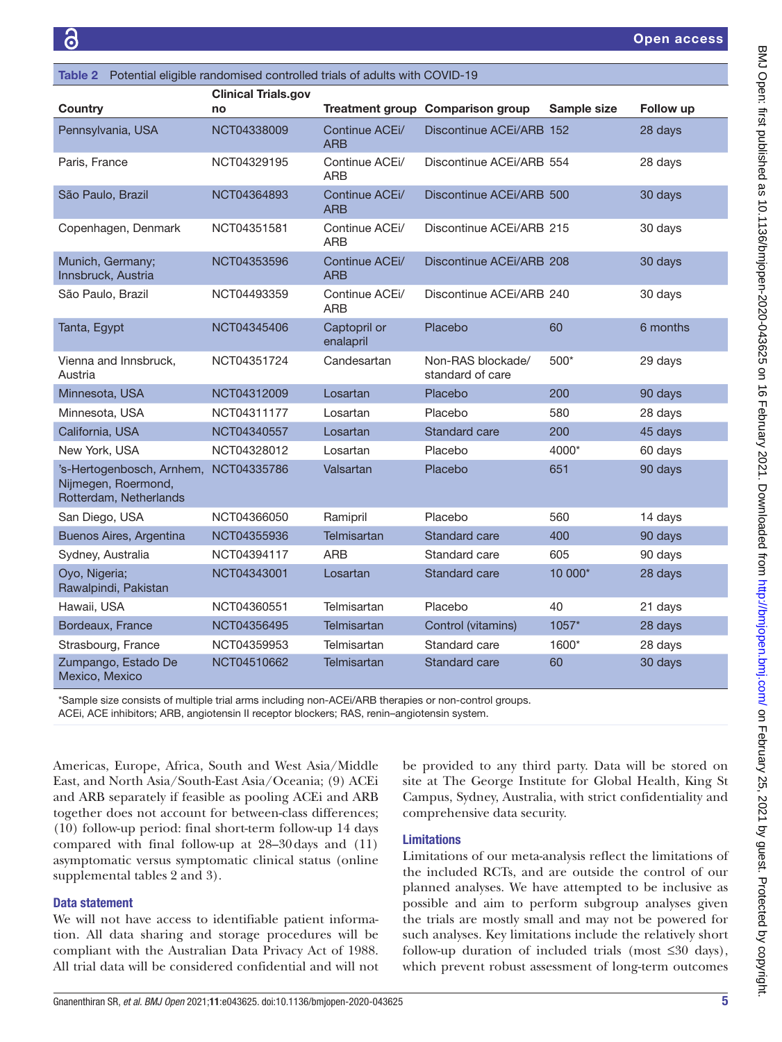**Table 2** Potential eligible randomised controlled trials of adults with COVID-19

| Country | Clinical Trials.gov no | Treatment group | Comparison group | Sample size | Follow up |
|---|---|---|---|---|---|
| Pennsylvania, USA | NCT04338009 | Continue ACEi/ARB | Discontinue ACEi/ARB | 152 | 28 days |
| Paris, France | NCT04329195 | Continue ACEi/ARB | Discontinue ACEi/ARB | 554 | 28 days |
| São Paulo, Brazil | NCT04364893 | Continue ACEi/ARB | Discontinue ACEi/ARB | 500 | 30 days |
| Copenhagen, Denmark | NCT04351581 | Continue ACEi/ARB | Discontinue ACEi/ARB | 215 | 30 days |
| Munich, Germany; Innsbruck, Austria | NCT04353596 | Continue ACEi/ARB | Discontinue ACEi/ARB | 208 | 30 days |
| São Paulo, Brazil | NCT04493359 | Continue ACEi/ARB | Discontinue ACEi/ARB | 240 | 30 days |
| Tanta, Egypt | NCT04345406 | Captopril or enalapril | Placebo | 60 | 6 months |
| Vienna and Innsbruck, Austria | NCT04351724 | Candesartan | Non-RAS blockade/standard of care | 500* | 29 days |
| Minnesota, USA | NCT04312009 | Losartan | Placebo | 200 | 90 days |
| Minnesota, USA | NCT04311177 | Losartan | Placebo | 580 | 28 days |
| California, USA | NCT04340557 | Losartan | Standard care | 200 | 45 days |
| New York, USA | NCT04328012 | Losartan | Placebo | 4000* | 60 days |
| 's-Hertogenbosch, Arnhem, Nijmegen, Roermond, Rotterdam, Netherlands | NCT04335786 | Valsartan | Placebo | 651 | 90 days |
| San Diego, USA | NCT04366050 | Ramipril | Placebo | 560 | 14 days |
| Buenos Aires, Argentina | NCT04355936 | Telmisartan | Standard care | 400 | 90 days |
| Sydney, Australia | NCT04394117 | ARB | Standard care | 605 | 90 days |
| Oyo, Nigeria; Rawalpindi, Pakistan | NCT04343001 | Losartan | Standard care | 10 000* | 28 days |
| Hawaii, USA | NCT04360551 | Telmisartan | Placebo | 40 | 21 days |
| Bordeaux, France | NCT04356495 | Telmisartan | Control (vitamins) | 1057* | 28 days |
| Strasbourg, France | NCT04359953 | Telmisartan | Standard care | 1600* | 28 days |
| Zumpango, Estado De Mexico, Mexico | NCT04510662 | Telmisartan | Standard care | 60 | 30 days |

*Sample size consists of multiple trial arms including non-ACEi/ARB therapies or non-control groups.
ACEi, ACE inhibitors; ARB, angiotensin II receptor blockers; RAS, renin–angiotensin system.

Americas, Europe, Africa, South and West Asia/Middle East, and North Asia/South-East Asia/Oceania; (9) ACEi and ARB separately if feasible as pooling ACEi and ARB together does not account for between-class differences; (10) follow-up period: final short-term follow-up 14 days compared with final follow-up at 28–30 days and (11) asymptomatic versus symptomatic clinical status (online supplemental tables 2 and 3).

### Data statement

We will not have access to identifiable patient information. All data sharing and storage procedures will be compliant with the Australian Data Privacy Act of 1988. All trial data will be considered confidential and will not be provided to any third party. Data will be stored on site at The George Institute for Global Health, King St Campus, Sydney, Australia, with strict confidentiality and comprehensive data security.

### Limitations

Limitations of our meta-analysis reflect the limitations of the included RCTs, and are outside the control of our planned analyses. We have attempted to be inclusive as possible and aim to perform subgroup analyses given the trials are mostly small and may not be powered for such analyses. Key limitations include the relatively short follow-up duration of included trials (most ≤30 days), which prevent robust assessment of long-term outcomes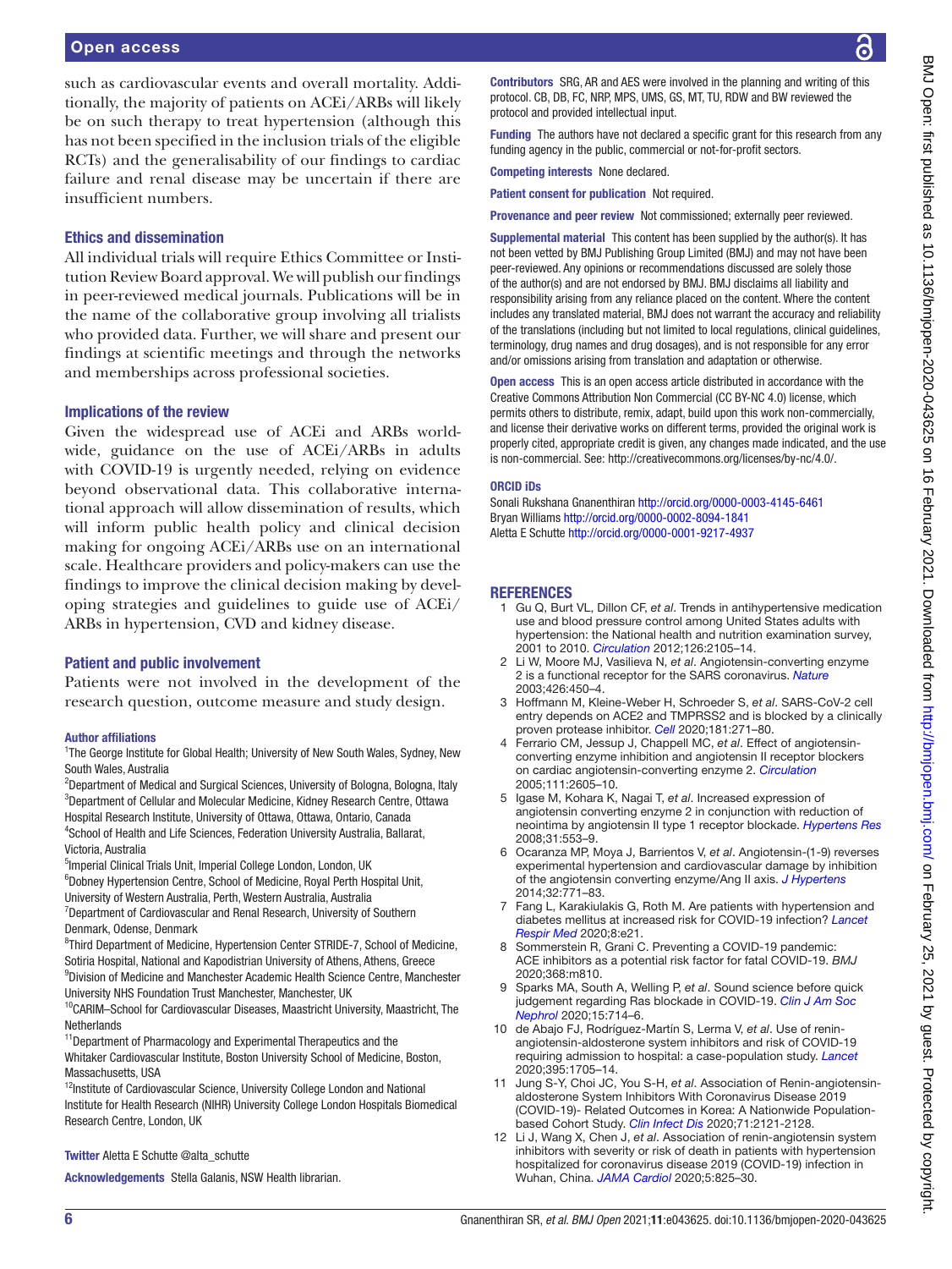such as cardiovascular events and overall mortality. Additionally, the majority of patients on ACEi/ARBs will likely be on such therapy to treat hypertension (although this has not been specified in the inclusion trials of the eligible RCTs) and the generalisability of our findings to cardiac failure and renal disease may be uncertain if there are insufficient numbers.

## Ethics and dissemination

All individual trials will require Ethics Committee or Institution Review Board approval. We will publish our findings in peer-reviewed medical journals. Publications will be in the name of the collaborative group involving all trialists who provided data. Further, we will share and present our findings at scientific meetings and through the networks and memberships across professional societies.

## Implications of the review

Given the widespread use of ACEi and ARBs worldwide, guidance on the use of ACEi/ARBs in adults with COVID-19 is urgently needed, relying on evidence beyond observational data. This collaborative international approach will allow dissemination of results, which will inform public health policy and clinical decision making for ongoing ACEi/ARBs use on an international scale. Healthcare providers and policy-makers can use the findings to improve the clinical decision making by developing strategies and guidelines to guide use of ACEi/ARBs in hypertension, CVD and kidney disease.

## Patient and public involvement

Patients were not involved in the development of the research question, outcome measure and study design.

#### Author affiliations

[1]The George Institute for Global Health; University of New South Wales, Sydney, New South Wales, Australia
[2]Department of Medical and Surgical Sciences, University of Bologna, Bologna, Italy
[3]Department of Cellular and Molecular Medicine, Kidney Research Centre, Ottawa Hospital Research Institute, University of Ottawa, Ottawa, Ontario, Canada
[4]School of Health and Life Sciences, Federation University Australia, Ballarat, Victoria, Australia
[5]Imperial Clinical Trials Unit, Imperial College London, London, UK
[6]Dobney Hypertension Centre, School of Medicine, Royal Perth Hospital Unit, University of Western Australia, Perth, Western Australia, Australia
[7]Department of Cardiovascular and Renal Research, University of Southern Denmark, Odense, Denmark
[8]Third Department of Medicine, Hypertension Center STRIDE-7, School of Medicine, Sotiria Hospital, National and Kapodistrian University of Athens, Athens, Greece
[9]Division of Medicine and Manchester Academic Health Science Centre, Manchester University NHS Foundation Trust Manchester, Manchester, UK
[10]CARIM–School for Cardiovascular Diseases, Maastricht University, Maastricht, The Netherlands
[11]Department of Pharmacology and Experimental Therapeutics and the Whitaker Cardiovascular Institute, Boston University School of Medicine, Boston, Massachusetts, USA
[12]Institute of Cardiovascular Science, University College London and National Institute for Health Research (NIHR) University College London Hospitals Biomedical Research Centre, London, UK

**Twitter** Aletta E Schutte @alta_schutte

**Acknowledgements** Stella Galanis, NSW Health librarian.

**Contributors** SRG, AR and AES were involved in the planning and writing of this protocol. CB, DB, FC, NRP, MPS, UMS, GS, MT, TU, RDW and BW reviewed the protocol and provided intellectual input.

**Funding** The authors have not declared a specific grant for this research from any funding agency in the public, commercial or not-for-profit sectors.

**Competing interests** None declared.

**Patient consent for publication** Not required.

**Provenance and peer review** Not commissioned; externally peer reviewed.

**Supplemental material** This content has been supplied by the author(s). It has not been vetted by BMJ Publishing Group Limited (BMJ) and may not have been peer-reviewed. Any opinions or recommendations discussed are solely those of the author(s) and are not endorsed by BMJ. BMJ disclaims all liability and responsibility arising from any reliance placed on the content. Where the content includes any translated material, BMJ does not warrant the accuracy and reliability of the translations (including but not limited to local regulations, clinical guidelines, terminology, drug names and drug dosages), and is not responsible for any error and/or omissions arising from translation and adaptation or otherwise.

**Open access** This is an open access article distributed in accordance with the Creative Commons Attribution Non Commercial (CC BY-NC 4.0) license, which permits others to distribute, remix, adapt, build upon this work non-commercially, and license their derivative works on different terms, provided the original work is properly cited, appropriate credit is given, any changes made indicated, and the use is non-commercial. See: http://creativecommons.org/licenses/by-nc/4.0/.

#### ORCID iDs

Sonali Rukshana Gnanenthiran http://orcid.org/0000-0003-4145-6461
Bryan Williams http://orcid.org/0000-0002-8094-1841
Aletta E Schutte http://orcid.org/0000-0001-9217-4937

## REFERENCES

1. Gu Q, Burt VL, Dillon CF, *et al*. Trends in antihypertensive medication use and blood pressure control among United States adults with hypertension: the National health and nutrition examination survey, 2001 to 2010. *Circulation* 2012;126:2105–14.
2. Li W, Moore MJ, Vasilieva N, *et al*. Angiotensin-converting enzyme 2 is a functional receptor for the SARS coronavirus. *Nature* 2003;426:450–4.
3. Hoffmann M, Kleine-Weber H, Schroeder S, *et al*. SARS-CoV-2 cell entry depends on ACE2 and TMPRSS2 and is blocked by a clinically proven protease inhibitor. *Cell* 2020;181:271–80.
4. Ferrario CM, Jessup J, Chappell MC, *et al*. Effect of angiotensin-converting enzyme inhibition and angiotensin II receptor blockers on cardiac angiotensin-converting enzyme 2. *Circulation* 2005;111:2605–10.
5. Igase M, Kohara K, Nagai T, *et al*. Increased expression of angiotensin converting enzyme 2 in conjunction with reduction of neointima by angiotensin II type 1 receptor blockade. *Hypertens Res* 2008;31:553–9.
6. Ocaranza MP, Moya J, Barrientos V, *et al*. Angiotensin-(1-9) reverses experimental hypertension and cardiovascular damage by inhibition of the angiotensin converting enzyme/Ang II axis. *J Hypertens* 2014;32:771–83.
7. Fang L, Karakiulakis G, Roth M. Are patients with hypertension and diabetes mellitus at increased risk for COVID-19 infection? *Lancet Respir Med* 2020;8:e21.
8. Sommerstein R, Grani C. Preventing a COVID-19 pandemic: ACE inhibitors as a potential risk factor for fatal COVID-19. *BMJ* 2020;368:m810.
9. Sparks MA, South A, Welling P, *et al*. Sound science before quick judgement regarding Ras blockade in COVID-19. *Clin J Am Soc Nephrol* 2020;15:714–6.
10. de Abajo FJ, Rodríguez-Martín S, Lerma V, *et al*. Use of renin-angiotensin-aldosterone system inhibitors and risk of COVID-19 requiring admission to hospital: a case-population study. *Lancet* 2020;395:1705–14.
11. Jung S-Y, Choi JC, You S-H, *et al*. Association of Renin-angiotensin-aldosterone System Inhibitors With Coronavirus Disease 2019 (COVID-19)- Related Outcomes in Korea: A Nationwide Population-based Cohort Study. *Clin Infect Dis* 2020;71:2121-2128.
12. Li J, Wang X, Chen J, *et al*. Association of renin-angiotensin system inhibitors with severity or risk of death in patients with hypertension hospitalized for coronavirus disease 2019 (COVID-19) infection in Wuhan, China. *JAMA Cardiol* 2020;5:825–30.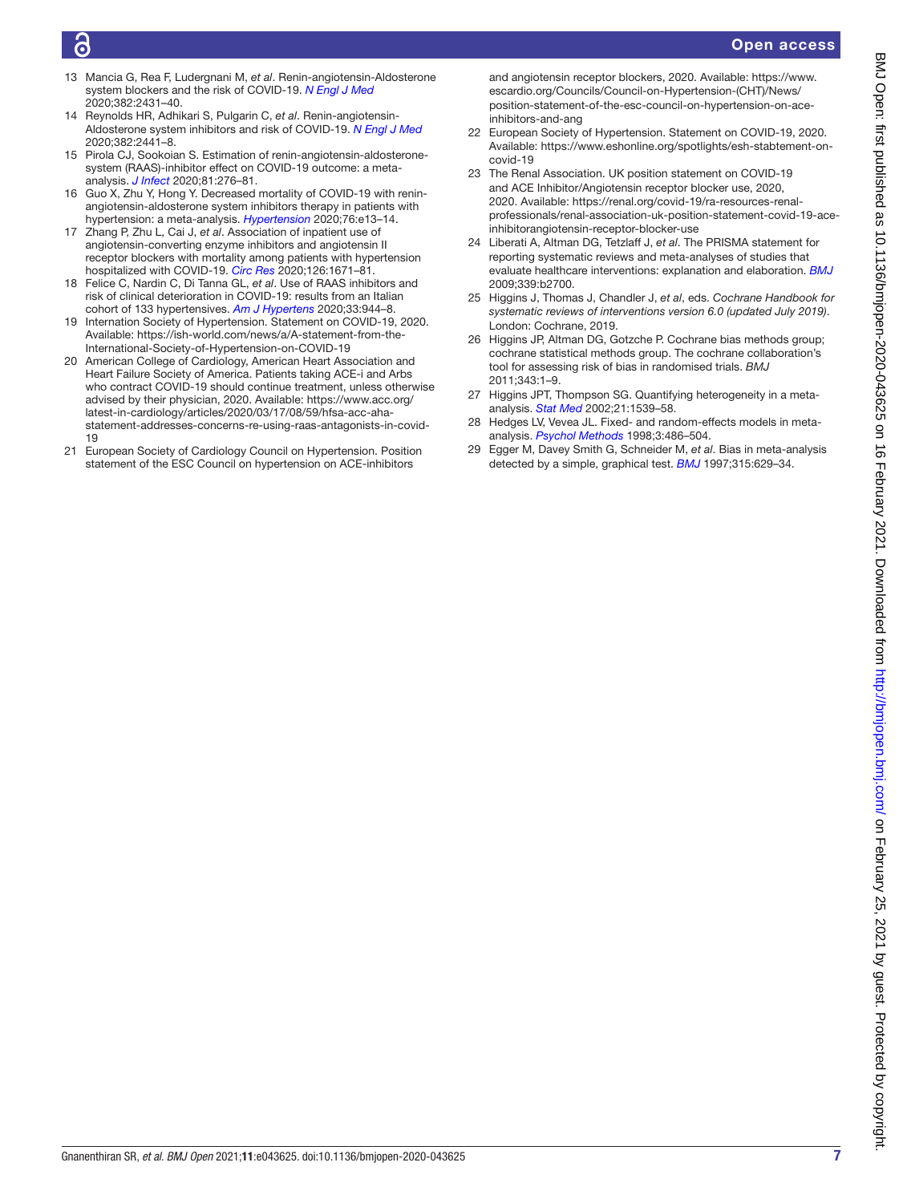13 Mancia G, Rea F, Ludergnani M, *et al*. Renin-angiotensin-Aldosterone system blockers and the risk of COVID-19. *N Engl J Med* 2020;382:2431–40.
14 Reynolds HR, Adhikari S, Pulgarin C, *et al*. Renin-angiotensin-Aldosterone system inhibitors and risk of COVID-19. *N Engl J Med* 2020;382:2441–8.
15 Pirola CJ, Sookoian S. Estimation of renin-angiotensin-aldosterone-system (RAAS)-inhibitor effect on COVID-19 outcome: a meta-analysis. *J Infect* 2020;81:276–81.
16 Guo X, Zhu Y, Hong Y. Decreased mortality of COVID-19 with renin-angiotensin-aldosterone system inhibitors therapy in patients with hypertension: a meta-analysis. *Hypertension* 2020;76:e13–14.
17 Zhang P, Zhu L, Cai J, *et al*. Association of inpatient use of angiotensin-converting enzyme inhibitors and angiotensin II receptor blockers with mortality among patients with hypertension hospitalized with COVID-19. *Circ Res* 2020;126:1671–81.
18 Felice C, Nardin C, Di Tanna GL, *et al*. Use of RAAS inhibitors and risk of clinical deterioration in COVID-19: results from an Italian cohort of 133 hypertensives. *Am J Hypertens* 2020;33:944–8.
19 Internation Society of Hypertension. Statement on COVID-19, 2020. Available: https://ish-world.com/news/a/A-statement-from-the-International-Society-of-Hypertension-on-COVID-19
20 American College of Cardiology, American Heart Association and Heart Failure Society of America. Patients taking ACE-i and Arbs who contract COVID-19 should continue treatment, unless otherwise advised by their physician, 2020. Available: https://www.acc.org/latest-in-cardiology/articles/2020/03/17/08/59/hfsa-acc-aha-statement-addresses-concerns-re-using-raas-antagonists-in-covid-19
21 European Society of Cardiology Council on Hypertension. Position statement of the ESC Council on hypertension on ACE-inhibitors and angiotensin receptor blockers, 2020. Available: https://www.escardio.org/Councils/Council-on-Hypertension-(CHT)/News/position-statement-of-the-esc-council-on-hypertension-on-ace-inhibitors-and-ang
22 European Society of Hypertension. Statement on COVID-19, 2020. Available: https://www.eshonline.org/spotlights/esh-stabtement-on-covid-19
23 The Renal Association. UK position statement on COVID-19 and ACE Inhibitor/Angiotensin receptor blocker use, 2020, 2020. Available: https://renal.org/covid-19/ra-resources-renal-professionals/renal-association-uk-position-statement-covid-19-ace-inhibitorangiotensin-receptor-blocker-use
24 Liberati A, Altman DG, Tetzlaff J, *et al*. The PRISMA statement for reporting systematic reviews and meta-analyses of studies that evaluate healthcare interventions: explanation and elaboration. *BMJ* 2009;339:b2700.
25 Higgins J, Thomas J, Chandler J, *et al*, eds. *Cochrane Handbook for systematic reviews of interventions version 6.0 (updated July 2019)*. London: Cochrane, 2019.
26 Higgins JP, Altman DG, Gotzche P. Cochrane bias methods group; cochrane statistical methods group. The cochrane collaboration's tool for assessing risk of bias in randomised trials. *BMJ* 2011;343:1–9.
27 Higgins JPT, Thompson SG. Quantifying heterogeneity in a meta-analysis. *Stat Med* 2002;21:1539–58.
28 Hedges LV, Vevea JL. Fixed- and random-effects models in meta-analysis. *Psychol Methods* 1998;3:486–504.
29 Egger M, Davey Smith G, Schneider M, *et al*. Bias in meta-analysis detected by a simple, graphical test. *BMJ* 1997;315:629–34.